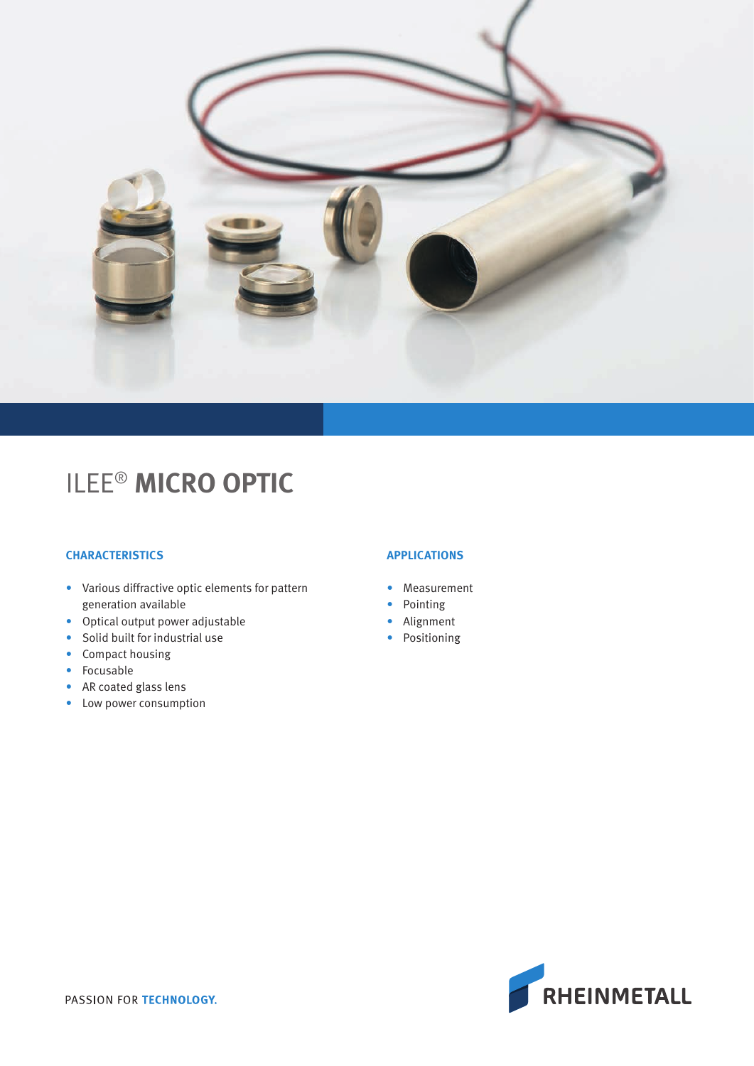# ILEE® **MICRO OPTIC**

### CHARACTERISTICS

- Various diffractive optic elements for pattern generation available
- Optical output power adjustable
- Solid built for industrial use
- Compact housing
- Focusable
- AR coated glass lens
- Low power consumption

### APPLICATIONS

- Measurement
- Pointing
- Alignment
- Positioning

PASSION FOR **TECHNOLOGY.**

RHEINMETALL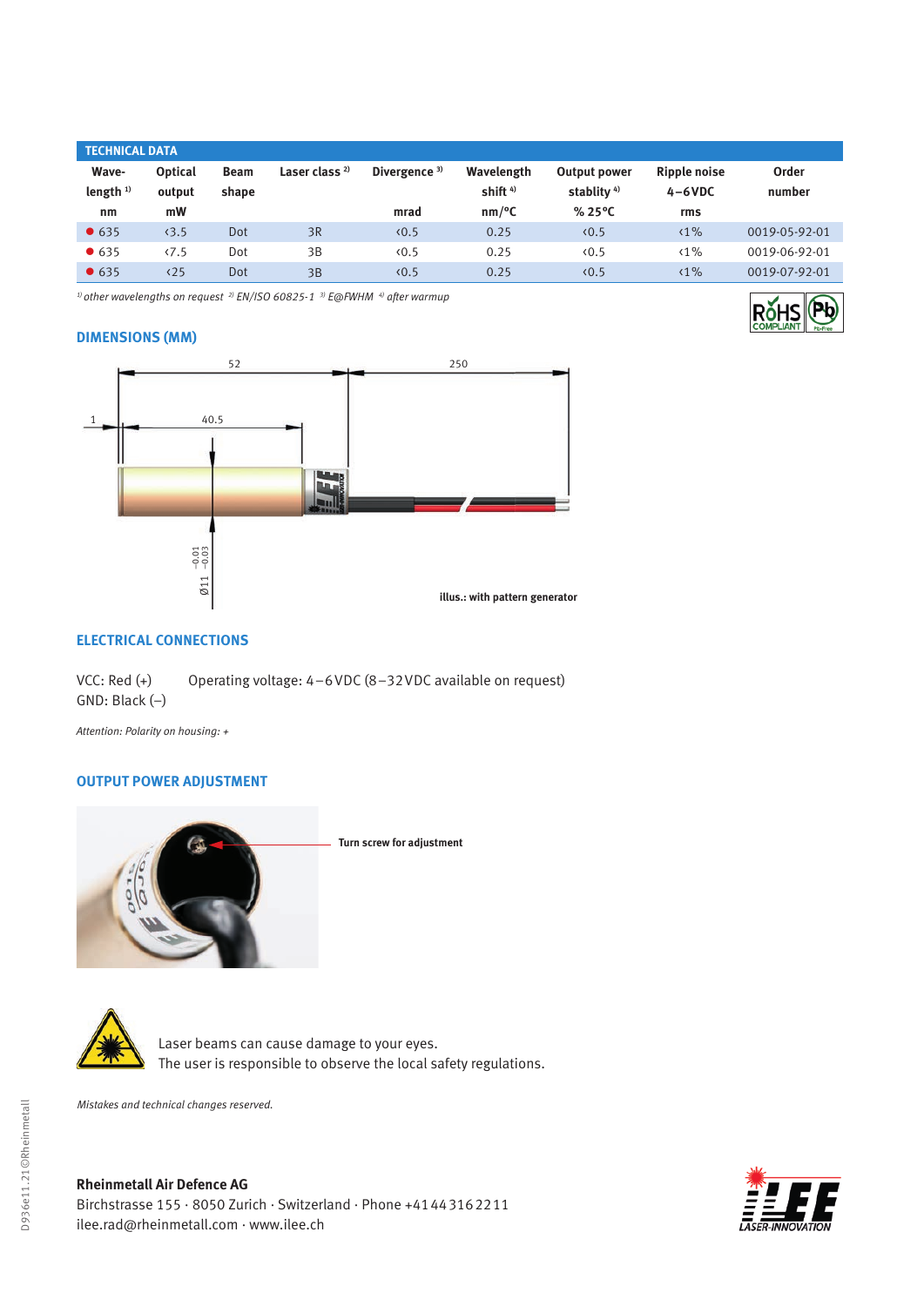## TECHNICAL DATA

| Wave-length [1] nm | Optical output mW | Beam shape | Laser class [2] | Divergence [3] mrad | Wavelength shift [4] nm/°C | Output power stablity [4] % 25°C | Ripple noise 4–6VDC rms | Order number |
|---|---|---|---|---|---|---|---|---|
| ● 635 | <3.5 | Dot | 3R | <0.5 | 0.25 | <0.5 | <1% | 0019-05-92-01 |
| ● 635 | <7.5 | Dot | 3B | <0.5 | 0.25 | <0.5 | <1% | 0019-06-92-01 |
| ● 635 | <25 | Dot | 3B | <0.5 | 0.25 | <0.5 | <1% | 0019-07-92-01 |

*[1] other wavelengths on request [2] EN/ISO 60825-1 [3] E@FWHM [4] after warmup*

RoHS COMPLIANT Pb-Free

## DIMENSIONS (MM)

52
250
1
40.5
Ø11 −0.01 −0.03

**illus.: with pattern generator**

## ELECTRICAL CONNECTIONS

VCC: Red (+) Operating voltage: 4–6VDC (8–32VDC available on request)
GND: Black (–)

*Attention: Polarity on housing: +*

## OUTPUT POWER ADJUSTMENT

**Turn screw for adjustment**

Laser beams can cause damage to your eyes.
The user is responsible to observe the local safety regulations.

*Mistakes and technical changes reserved.*

D936e11.21©Rheinmetall

**Rheinmetall Air Defence AG**
Birchstrasse 155 · 8050 Zurich · Switzerland · Phone +41 44 316 2211
ilee.rad@rheinmetall.com · www.ilee.ch

ILEE LASER-INNOVATION